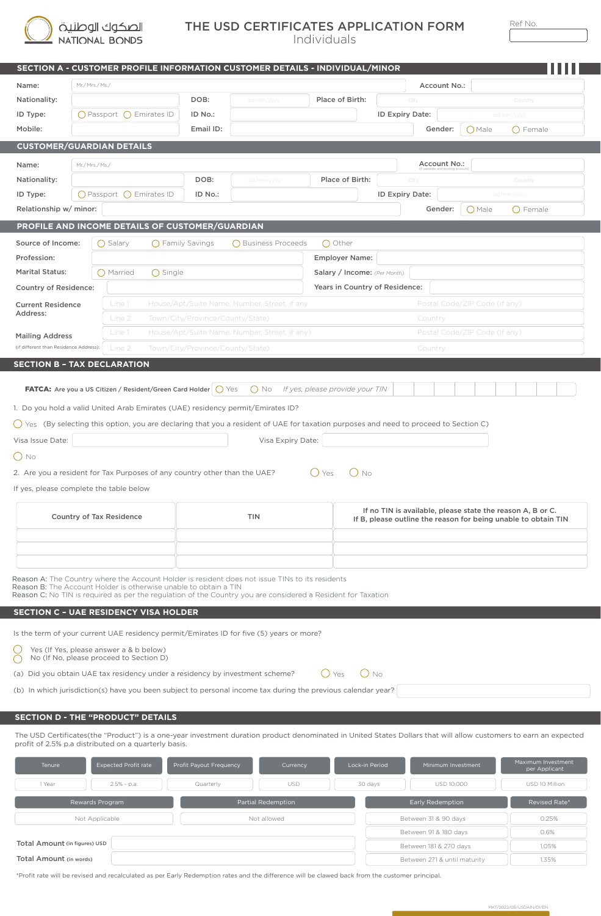الصكوك الوطنية
NATIONAL BONDS

# THE USD CERTIFICATES APPLICATION FORM
Individuals

Ref No.

## SECTION A - CUSTOMER PROFILE INFORMATION CUSTOMER DETAILS - INDIVIDUAL/MINOR

Name: Mr./ Mrs./ Ms./ &nbsp;&nbsp;&nbsp; Account No.:

Nationality: &nbsp;&nbsp;&nbsp; DOB: dd/mm/yyyy &nbsp;&nbsp;&nbsp; Place of Birth: City &nbsp;&nbsp;&nbsp; Country

ID Type: ◯ Passport ◯ Emirates ID &nbsp;&nbsp;&nbsp; ID No.: &nbsp;&nbsp;&nbsp; ID Expiry Date: dd/mm/yyyy

Mobile: &nbsp;&nbsp;&nbsp; Email ID: &nbsp;&nbsp;&nbsp; Gender: ◯ Male ◯ Female

## CUSTOMER/GUARDIAN DETAILS

Name: Mr./ Mrs./ Ms./ &nbsp;&nbsp;&nbsp; Account No.: (if separate and existing account)

Nationality: &nbsp;&nbsp;&nbsp; DOB: dd/mm/yyyy &nbsp;&nbsp;&nbsp; Place of Birth: City &nbsp;&nbsp;&nbsp; Country

ID Type: ◯ Passport ◯ Emirates ID &nbsp;&nbsp;&nbsp; ID No.: &nbsp;&nbsp;&nbsp; ID Expiry Date: dd/mm/yyyy

Relationship w/ minor: &nbsp;&nbsp;&nbsp; Gender: ◯ Male ◯ Female

## PROFILE AND INCOME DETAILS OF CUSTOMER/GUARDIAN

Source of Income: ◯ Salary ◯ Family Savings ◯ Business Proceeds ◯ Other

Profession: &nbsp;&nbsp;&nbsp; Employer Name:

Marital Status: ◯ Married ◯ Single &nbsp;&nbsp;&nbsp; Salary / Income: (Per Month)

Country of Residence: &nbsp;&nbsp;&nbsp; Years in Country of Residence:

Current Residence Address:
- Line 1 House/Apt/Suite Name, Number, Street, if any &nbsp;&nbsp;&nbsp; Postal Code/ZIP Code (if any)
- Line 2 Town/City/Province/County/State) &nbsp;&nbsp;&nbsp; Country

Mailing Address (if different than Residence Address):
- Line 1 House/Apt/Suite Name, Number, Street, if any) &nbsp;&nbsp;&nbsp; Postal Code/ZIP Code (if any)
- Line 2 Town/City/Province/County/State) &nbsp;&nbsp;&nbsp; Country

## SECTION B – TAX DECLARATION

**FATCA: Are you a US Citizen / Resident/Green Card Holder** ◯ Yes ◯ No *If yes, please provide your TIN*

1. Do you hold a valid United Arab Emirates (UAE) residency permit/Emirates ID?

◯ Yes (By selecting this option, you are declaring that you a resident of UAE for taxation purposes and need to proceed to Section C)

Visa Issue Date: &nbsp;&nbsp;&nbsp; Visa Expiry Date:

◯ No

2. Are you a resident for Tax Purposes of any country other than the UAE? ◯ Yes ◯ No

If yes, please complete the table below

| Country of Tax Residence | TIN | If no TIN is available, please state the reason A, B or C. If B, please outline the reason for being unable to obtain TIN |
|---|---|---|
| | | |
| | | |

Reason A: The Country where the Account Holder is resident does not issue TINs to its residents
Reason B: The Account Holder is otherwise unable to obtain a TIN
Reason C: No TIN is required as per the regulation of the Country you are considered a Resident for Taxation

## SECTION C - UAE RESIDENCY VISA HOLDER

Is the term of your current UAE residency permit/Emirates ID for five (5) years or more?

◯ Yes (If Yes, please answer a & b below)
◯ No (If No, please proceed to Section D)

(a) Did you obtain UAE tax residency under a residency by investment scheme? ◯ Yes ◯ No

(b) In which jurisdiction(s) have you been subject to personal income tax during the previous calendar year?

## SECTION D - THE "PRODUCT" DETAILS

The USD Certificates(the "Product") is a one-year investment duration product denominated in United States Dollars that will allow customers to earn an expected profit of 2.5% p.a distributed on a quarterly basis.

| Tenure | Expected Profit rate | Profit Payout Frequency | Currency | Lock-in Period | Minimum Investment | Maximum Investment per Applicant |
|---|---|---|---|---|---|---|
| 1 Year | 2.5% - p.a. | Quarterly | USD | 30 days | USD 10,000 | USD 10 Million |

| Rewards Program | Partial Redemption |
|---|---|
| Not Applicable | Not allowed |

| Early Redemption | Revised Rate* |
|---|---|
| Between 31 & 90 days | 0.25% |
| Between 91 & 180 days | 0.6% |
| Between 181 & 270 days | 1.05% |
| Between 271 & until maturity | 1.35% |

Total Amount (in figures) USD

Total Amount (in words)

*Profit rate will be revised and recalculated as per Early Redemption rates and the difference will be clawed back from the customer principal.

MKT/2022/05/USDAIN/01/EN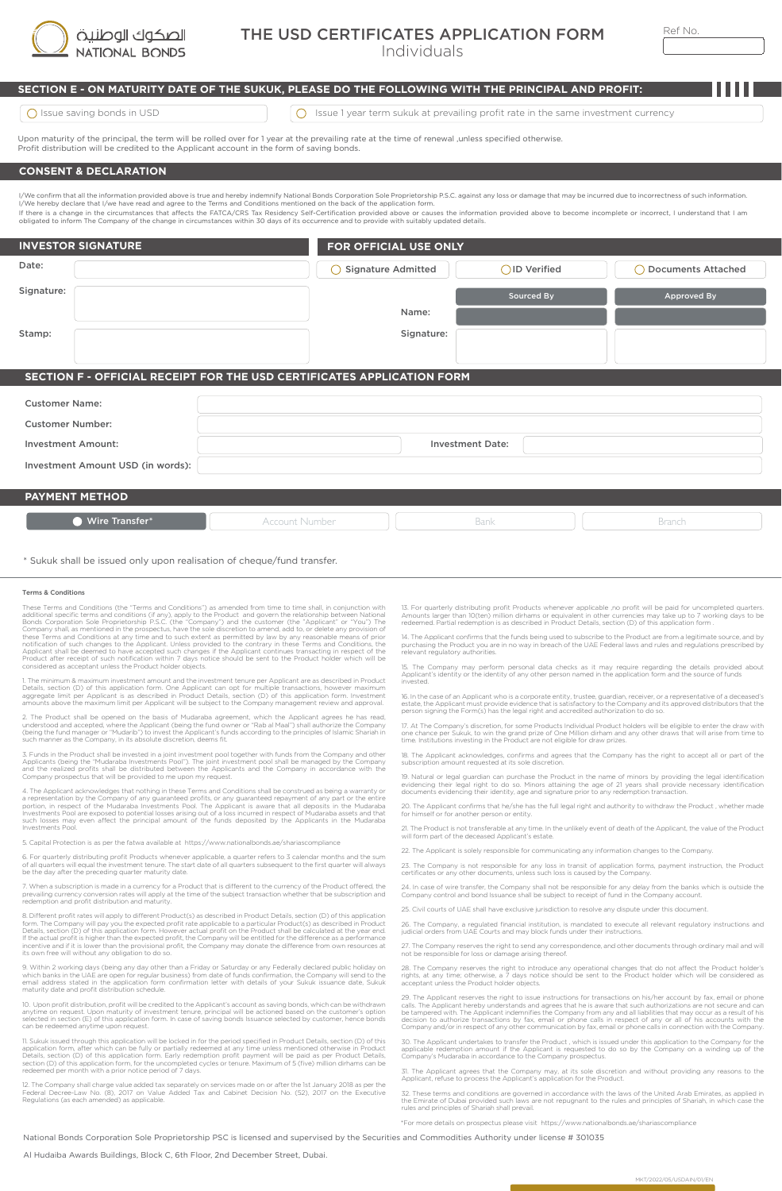الصكوك الوطنية
NATIONAL BONDS

# THE USD CERTIFICATES APPLICATION FORM
Individuals

Ref No.

## SECTION E - ON MATURITY DATE OF THE SUKUK, PLEASE DO THE FOLLOWING WITH THE PRINCIPAL AND PROFIT:

○ Issue saving bonds in USD

○ Issue 1 year term sukuk at prevailing profit rate in the same investment currency

Upon maturity of the principal, the term will be rolled over for 1 year at the prevailing rate at the time of renewal ,unless specified otherwise.
Profit distribution will be credited to the Applicant account in the form of saving bonds.

## CONSENT & DECLARATION

I/We confirm that all the information provided above is true and hereby indemnify National Bonds Corporation Sole Proprietorship P.S.C. against any loss or damage that may be incurred due to incorrectness of such information.
I/We hereby declare that I/we have read and agree to the Terms and Conditions mentioned on the back of the application form.
If there is a change in the circumstances that affects the FATCA/CRS Tax Residency Self-Certification provided above or causes the information provided above to become incomplete or incorrect, I understand that I am obligated to inform The Company of the change in circumstances within 30 days of its occurrence and to provide with suitably updated details.

## INVESTOR SIGNATURE

Date:

Signature:

Stamp:

## FOR OFFICIAL USE ONLY

○ Signature Admitted ○ ID Verified ○ Documents Attached

| | Sourced By | Approved By |
|---|---|---|
| Name: | | |
| Signature: | | |

## SECTION F - OFFICIAL RECEIPT FOR THE USD CERTIFICATES APPLICATION FORM

Customer Name:

Customer Number:

Investment Amount: Investment Date:

Investment Amount USD (in words):

## PAYMENT METHOD

● Wire Transfer* | Account Number | Bank | Branch

* Sukuk shall be issued only upon realisation of cheque/fund transfer.

### Terms & Conditions

These Terms and Conditions (the "Terms and Conditions") as amended from time to time shall, in conjunction with additional specific terms and conditions (if any), apply to the Product and govern the relationship between National Bonds Corporation Sole Proprietorship P.S.C. (the "Company") and the customer (the "Applicant" or "You") The Company shall, as mentioned in the prospectus, have the sole discretion to amend, add to, or delete any provision of these Terms and Conditions at any time and to such extent as permitted by law by any reasonable means of prior notification of such changes to the Applicant. Unless provided to the contrary in these Terms and Conditions, the Applicant shall be deemed to have accepted such changes if the Applicant continues transacting in respect of the Product after receipt of such notification within 7 days notice should be sent to the Product holder which will be considered as acceptable unless the Product holder objects.

1. The minimum & maximum investment amount and the investment tenure per Applicant are as described in Product Details, section (D) of this application form. One Applicant can opt for multiple transactions, however maximum aggregate limit per Applicant is as described in Product Details, section (D) of this application form. Investment amounts above the maximum limit per Applicant will be subject to the Company management review and approval.

2. The Product shall be opened on the basis of Mudaraba agreement, which the Applicant agrees he has read, understood and accepted, where the Applicant (being the fund owner or "Rab al Maal") shall authorize the Company (being the fund manager or "Mudarib") to invest the Applicant's funds according to the principles of Islamic Shariah in such manner as the Company, in its absolute discretion, deems fit.

3. Funds in the Product shall be invested in a joint investment pool together with funds from the Company and other Applicants (being the "Mudaraba Investments Pool"). The joint investment pool shall be managed by the Company and the realized profits shall be distributed between the Applicants and the Company in accordance with the Company prospectus that will be provided to me upon my request.

4. The Applicant acknowledges that nothing in these Terms and Conditions shall be construed as being a warranty or a representation by the Company of any guaranteed profits, or any guaranteed repayment of any part or the entire portion, in respect of the Mudaraba Investments Pool. The Applicant is aware that all deposits in the Mudaraba Investments Pool are exposed to potential losses arising out of a loss incurred in respect of Mudaraba assets and that such losses may even affect the principal amount of the funds deposited by the Applicants in the Mudaraba Investments Pool.

5. Capital Protection is as per the fatwa available at https://www.nationalbonds.ae/shariascompliance

6. For quarterly distributing profit Products whenever applicable, a quarter refers to 3 calendar months and the sum of all quarters will equal the investment tenure. The start date of all quarters subsequent to the first quarter will always be the day after the preceding quarter maturity date.

7. When a subscription is made in a currency for a Product that is different to the currency of the Product offered, the prevailing currency conversion rates will apply at the time of the subject transaction whether that be subscription and redemption and profit distribution and maturity.

8. Different profit rates will apply to different Product(s) as described in Product Details, section (D) of this application form. The Company will pay you the expected profit rate applicable to a particular Product(s) as described in Product Details, section (D) of this application form. However actual profit on the Product shall be calculated at the year end. If the actual profit is higher than the expected profit, the Company will be entitled for the difference as a performance incentive and if it is lower than the provisional profit, the Company may donate the difference from own resources at its own free will without any obligation to do so.

9. Within 2 working days (being any day other than a Friday or Saturday or any Federally declared public holiday on which banks in the UAE are open for regular business) from date of funds confirmation, the Company will send to the email address stated in the application form confirmation letter with details of your Sukuk issuance date, Sukuk maturity date and profit distribution schedule.

10. Upon profit distribution, profit will be credited to the Applicant's account as saving bonds, which can be withdrawn anytime on request. Upon maturity of investment tenure, principal will be actioned based on the customer's option selected in section (E) of this application form. In case of saving bonds issuance selected by customer, hence bonds can be redeemed anytime upon request.

11. Sukuk issued through this application will be locked in for the period specified in Product Details, section (D) of this application form, after which can be fully or partially redeemed at any time unless mentioned otherwise in Product Details, section (D) of this application form. Early redemption profit payment will be paid as per Product Details, section (D) of this application form, for the uncompleted cycles or tenure. Maximum of 5 (five) million dirhams can be redeemed per month with a prior notice period of 7 days.

12. The Company shall charge value added tax separately on services made on or after the 1st January 2018 as per the Federal Decree-Law No. (8), 2017 on Value Added Tax and Cabinet Decision No. (52), 2017 on the Executive Regulations (as each amended) as applicable.

13. For quarterly distributing profit Products whenever applicable ,no profit will be paid for uncompleted quarters. Amounts larger than 10(ten) million dirhams or equivalent in other currencies may take up to 7 working days to be redeemed. Partial redemption is as described in Product Details, section (D) of this application form .

14. The Applicant confirms that the funds being used to subscribe to the Product are from a legitimate source, and by purchasing the Product you are in no way in breach of the UAE Federal laws and rules and regulations prescribed by relevant regulatory authorities.

15. The Company may perform personal data checks as it may require regarding the details provided about Applicant's identity or the identity of any other person named in the application form and the source of funds invested.

16. In the case of an Applicant who is a corporate entity, trustee, guardian, receiver, or a representative of a deceased's estate, the Applicant must provide evidence that is satisfactory to the Company and its approved distributors that the person signing the Form(s) has the legal right and accredited authorization to do so.

17. At The Company's discretion, for some Products individual Product holders will be eligible to enter the draw with one chance per Sukuk, to win the grand prize of One Million dirham and any other draws that will arise from time to time. Institutions investing in the Product are not eligible for draw prizes.

18. The Applicant acknowledges, confirms and agrees that the Company has the right to accept all or part of the subscription amount requested at its sole discretion.

19. Natural or legal guardian can purchase the Product in the name of minors by providing the legal identification evidencing their legal right to do so. Minors attaining the age of 21 years shall provide necessary identification documents evidencing their identity, age and signature prior to any redemption transaction.

20. The Applicant confirms that he/she has the full legal right and authority to withdraw the Product , whether made for himself or for another person or entity.

21. The Product is not transferable at any time. In the unlikely event of death of the Applicant, the value of the Product will form part of the deceased Applicant's estate.

22. The Applicant is solely responsible for communicating any information changes to the Company.

23. The Company is not responsible for any loss in transit of application forms, payment instruction, the Product certificates or any other documents, unless such loss is caused by the Company.

24. In case of wire transfer, the Company shall not be responsible for any delay from the banks which is outside the Company control and bond issuance shall be subject to receipt of fund in the Company account.

25. Civil courts of UAE shall have exclusive jurisdiction to resolve any dispute under this document.

26. The Company, a regulated financial institution, is mandated to execute all relevant regulatory instructions and judicial orders from UAE Courts and may block funds under their instructions.

27. The Company reserves the right to send any correspondence, and other documents through ordinary mail and will not be responsible for loss or damage arising thereof.

28. The Company reserves the right to introduce any operational changes that do not affect the Product holder's rights, at any time; otherwise, a 7 days notice should be sent to the Product holder which will be considered as acceptant unless the Product holder objects.

29. The Applicant reserves the right to issue instructions for transactions on his/her account by fax, email or phone calls. The Applicant hereby understands and agrees that he is aware that such authorizations are not secure and can be tampered with. The Applicant indemnifies the Company from any and all liabilities that may occur as a result of his decision to authorize transactions by fax, email or phone calls in respect of any or all of his accounts with the Company and/or in respect of any other communication by fax, email or phone calls in connection with the Company.

30. The Applicant undertakes to transfer the Product , which is issued under this application to the Company for the applicable redemption amount if the Applicant is requested to do so by the Company on a winding up of the Company's Mudaraba in accordance to the Company prospectus.

31. The Applicant agrees that the Company may, at its sole discretion and without providing any reasons to the Applicant, refuse to process the Applicant's application for the Product.

32. These terms and conditions are governed in accordance with the laws of the United Arab Emirates, as applied in the Emirate of Dubai provided such laws are not repugnant to the rules and principles of Shariah, in which case the rules and principles of Shariah shall prevail.

*For more details on prospectus please visit https://www.nationalbonds.ae/shariascompliance

National Bonds Corporation Sole Proprietorship PSC is licensed and supervised by the Securities and Commodities Authority under license # 301035

Al Hudaiba Awards Buildings, Block C, 6th Floor, 2nd December Street, Dubai.

MKT/2022/05/USDAIN/01/EN